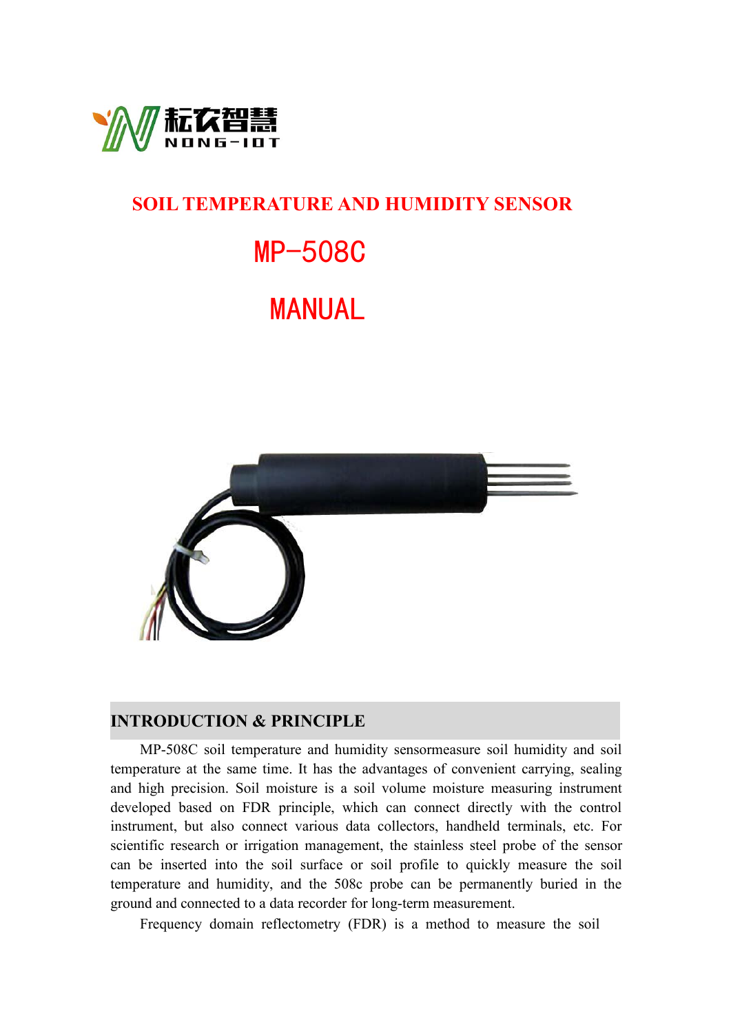耘农智慧
NONG-IOT

# SOIL TEMPERATURE AND HUMIDITY SENSOR

# MP-508C

# MANUAL

## INTRODUCTION & PRINCIPLE

MP-508C soil temperature and humidity sensormeasure soil humidity and soil temperature at the same time. It has the advantages of convenient carrying, sealing and high precision. Soil moisture is a soil volume moisture measuring instrument developed based on FDR principle, which can connect directly with the control instrument, but also connect various data collectors, handheld terminals, etc. For scientific research or irrigation management, the stainless steel probe of the sensor can be inserted into the soil surface or soil profile to quickly measure the soil temperature and humidity, and the 508c probe can be permanently buried in the ground and connected to a data recorder for long-term measurement.

Frequency domain reflectometry (FDR) is a method to measure the soil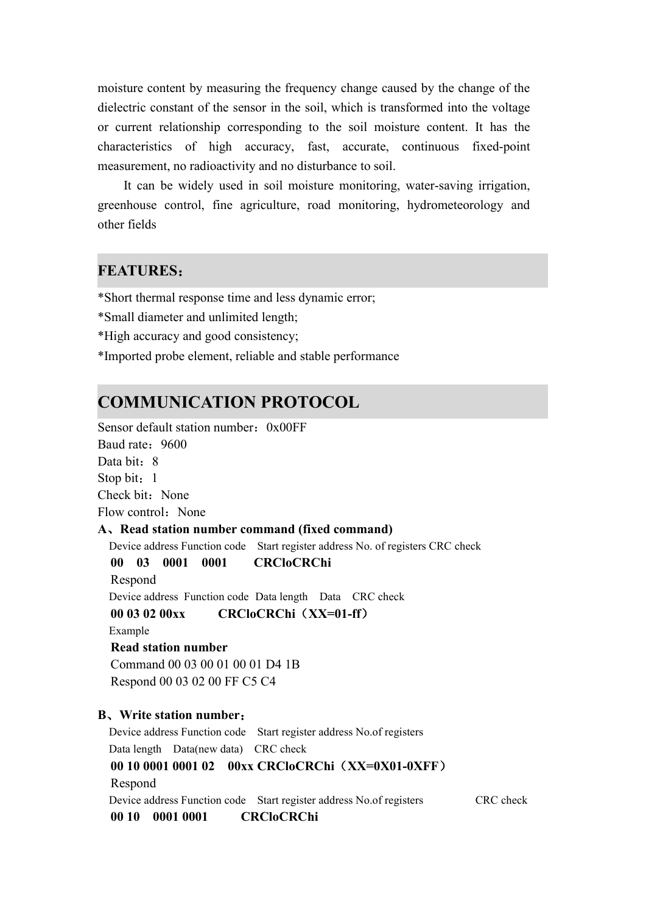moisture content by measuring the frequency change caused by the change of the dielectric constant of the sensor in the soil, which is transformed into the voltage or current relationship corresponding to the soil moisture content. It has the characteristics of high accuracy, fast, accurate, continuous fixed-point measurement, no radioactivity and no disturbance to soil.

It can be widely used in soil moisture monitoring, water-saving irrigation, greenhouse control, fine agriculture, road monitoring, hydrometeorology and other fields

## FEATURES：

*Short thermal response time and less dynamic error;

*Small diameter and unlimited length;

*High accuracy and good consistency;

*Imported probe element, reliable and stable performance

## COMMUNICATION PROTOCOL

Sensor default station number：0x00FF

Baud rate：9600

Data bit：8

Stop bit：1

Check bit：None

Flow control：None

**A、Read station number command (fixed command)**

Device address Function code Start register address No. of registers CRC check

**00 03 0001 0001 CRCloCRChi**

Respond

Device address Function code Data length Data CRC check

**00 03 02 00xx CRCloCRChi（XX=01-ff）**

Example

**Read station number**

Command 00 03 00 01 00 01 D4 1B

Respond 00 03 02 00 FF C5 C4

**B、Write station number：**

Device address Function code Start register address No.of registers

Data length Data(new data) CRC check

**00 10 0001 0001 02 00xx CRCloCRChi（XX=0X01-0XFF）**

Respond

Device address Function code Start register address No.of registers CRC check

**00 10 0001 0001 CRCloCRChi**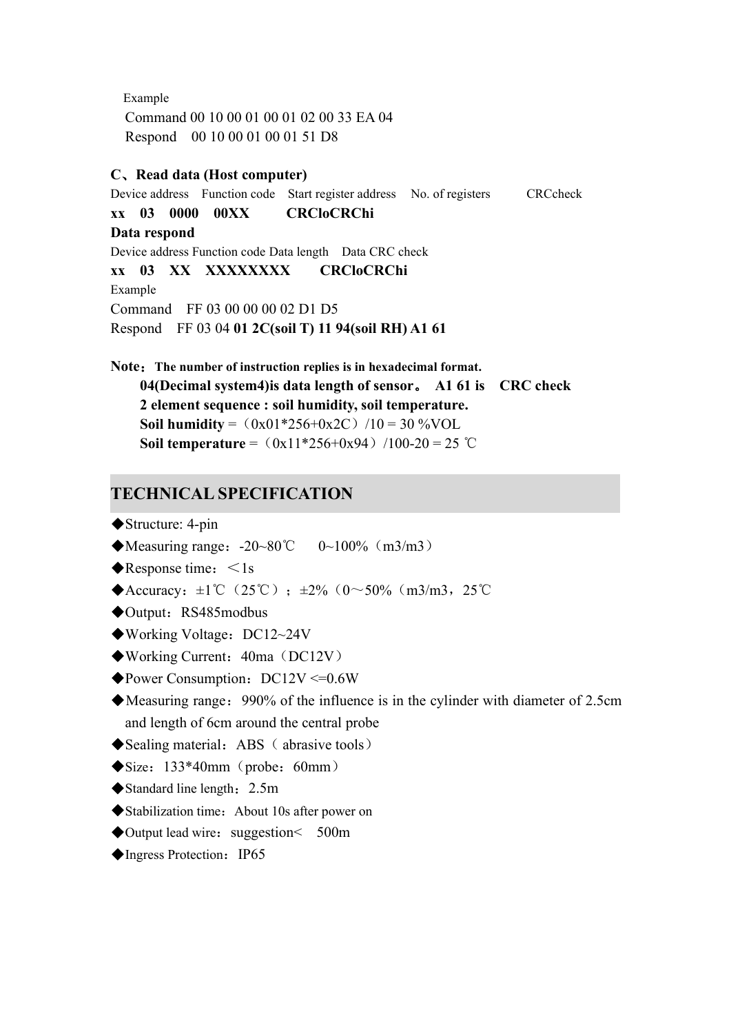Example

Command 00 10 00 01 00 01 02 00 33 EA 04

Respond 00 10 00 01 00 01 51 D8

**C、Read data (Host computer)**

Device address Function code Start register address No. of registers CRCcheck

**xx 03 0000 00XX CRCloCRChi**

**Data respond**

Device address Function code Data length Data CRC check

**xx 03 XX XXXXXXXX CRCloCRChi**

Example

Command FF 03 00 00 00 02 D1 D5

Respond FF 03 04 **01 2C(soil T) 11 94(soil RH) A1 61**

**Note：The number of instruction replies is in hexadecimal format.**

**04(Decimal system4)is data length of sensor。 A1 61 is CRC check**

**2 element sequence : soil humidity, soil temperature.**

**Soil humidity** =（0x01*256+0x2C）/10 = 30 %VOL

**Soil temperature** =（0x11*256+0x94）/100-20 = 25 ℃

## TECHNICAL SPECIFICATION

- ◆Structure: 4-pin
- ◆Measuring range：-20~80℃ 0~100%（m3/m3）
- ◆Response time：＜1s
- ◆Accuracy：±1℃（25℃）；±2%（0～50%（m3/m3，25℃
- ◆Output：RS485modbus
- ◆Working Voltage：DC12~24V
- ◆Working Current：40ma（DC12V）
- ◆Power Consumption：DC12V <=0.6W
- ◆Measuring range：990% of the influence is in the cylinder with diameter of 2.5cm and length of 6cm around the central probe
- ◆Sealing material：ABS（ abrasive tools）
- ◆Size：133*40mm（probe：60mm）
- ◆Standard line length：2.5m
- ◆Stabilization time：About 10s after power on
- ◆Output lead wire：suggestion< 500m
- ◆Ingress Protection：IP65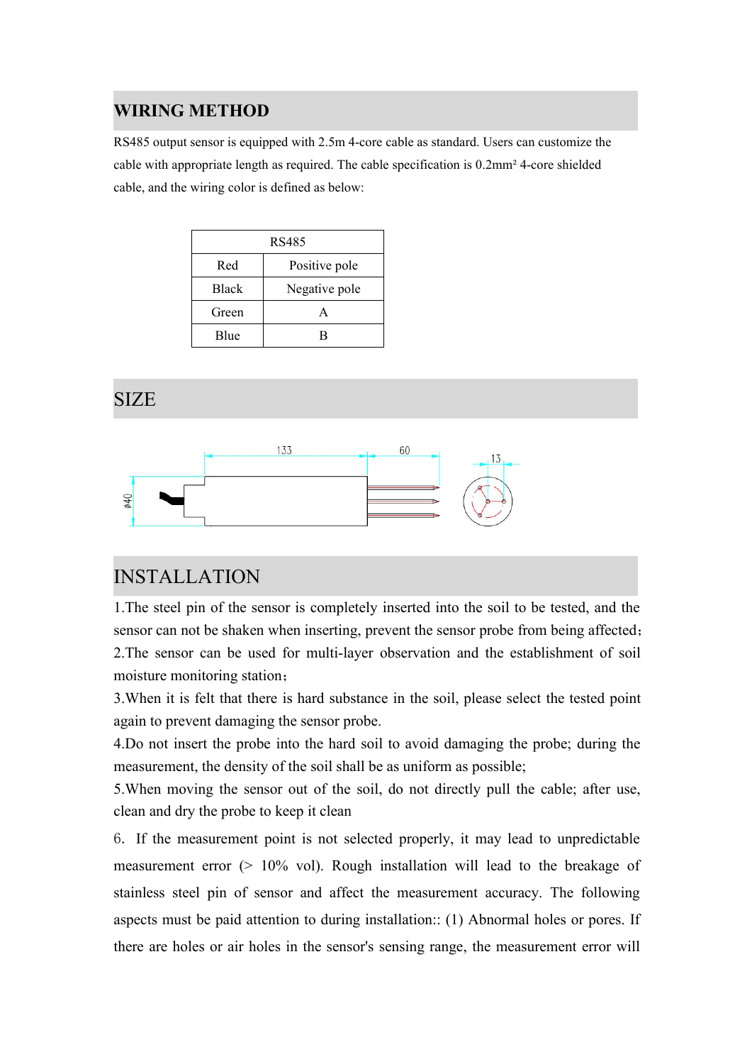## WIRING METHOD

RS485 output sensor is equipped with 2.5m 4-core cable as standard. Users can customize the cable with appropriate length as required. The cable specification is 0.2mm² 4-core shielded cable, and the wiring color is defined as below:

| RS485 | |
|---|---|
| Red | Positive pole |
| Black | Negative pole |
| Green | A |
| Blue | B |

## SIZE

## INSTALLATION

1.The steel pin of the sensor is completely inserted into the soil to be tested, and the sensor can not be shaken when inserting, prevent the sensor probe from being affected;

2.The sensor can be used for multi-layer observation and the establishment of soil moisture monitoring station;

3.When it is felt that there is hard substance in the soil, please select the tested point again to prevent damaging the sensor probe.

4.Do not insert the probe into the hard soil to avoid damaging the probe; during the measurement, the density of the soil shall be as uniform as possible;

5.When moving the sensor out of the soil, do not directly pull the cable; after use, clean and dry the probe to keep it clean

6. If the measurement point is not selected properly, it may lead to unpredictable measurement error (> 10% vol). Rough installation will lead to the breakage of stainless steel pin of sensor and affect the measurement accuracy. The following aspects must be paid attention to during installation:: (1) Abnormal holes or pores. If there are holes or air holes in the sensor's sensing range, the measurement error will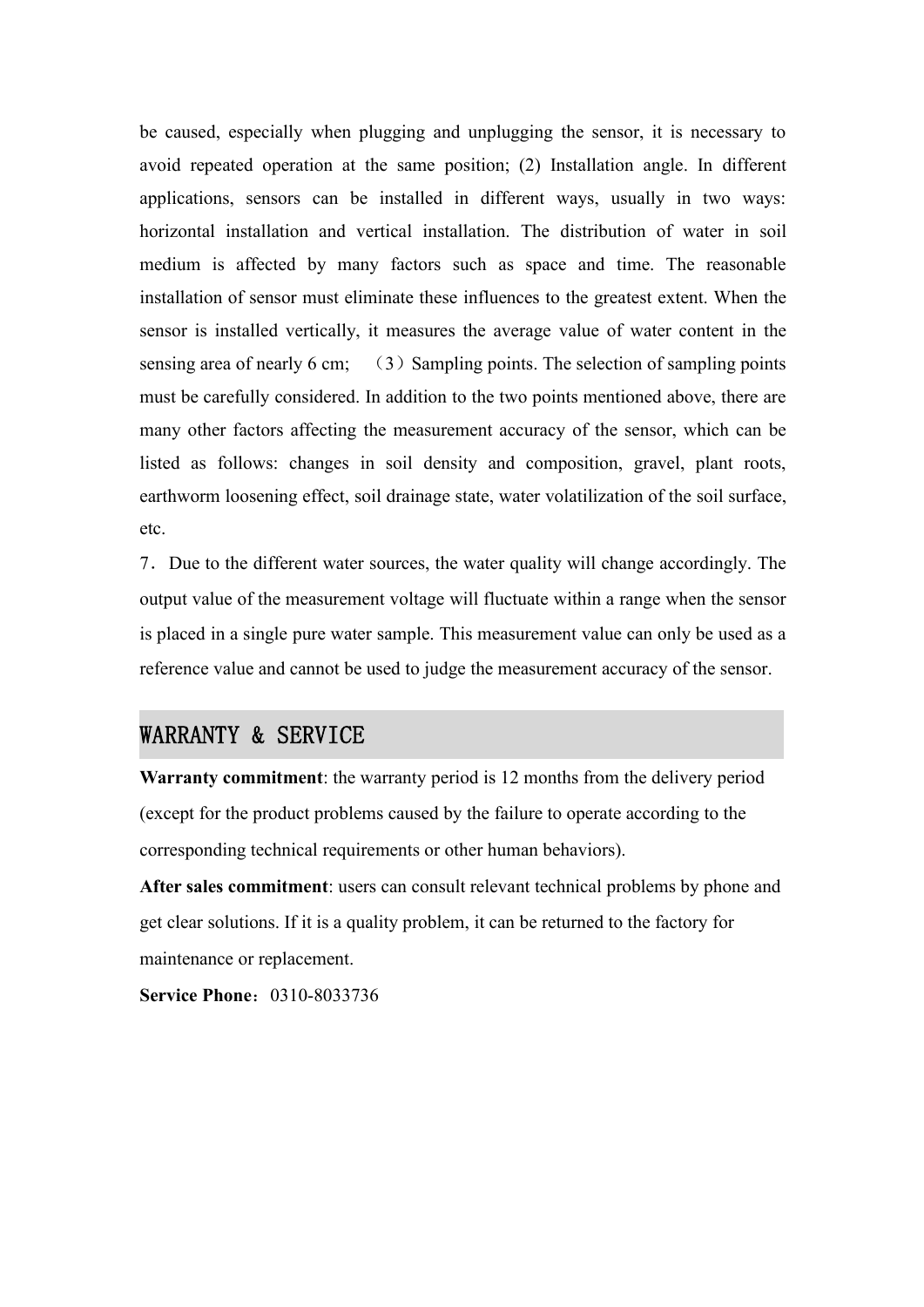be caused, especially when plugging and unplugging the sensor, it is necessary to avoid repeated operation at the same position; (2) Installation angle. In different applications, sensors can be installed in different ways, usually in two ways: horizontal installation and vertical installation. The distribution of water in soil medium is affected by many factors such as space and time. The reasonable installation of sensor must eliminate these influences to the greatest extent. When the sensor is installed vertically, it measures the average value of water content in the sensing area of nearly 6 cm; （3）Sampling points. The selection of sampling points must be carefully considered. In addition to the two points mentioned above, there are many other factors affecting the measurement accuracy of the sensor, which can be listed as follows: changes in soil density and composition, gravel, plant roots, earthworm loosening effect, soil drainage state, water volatilization of the soil surface, etc.

7．Due to the different water sources, the water quality will change accordingly. The output value of the measurement voltage will fluctuate within a range when the sensor is placed in a single pure water sample. This measurement value can only be used as a reference value and cannot be used to judge the measurement accuracy of the sensor.

## WARRANTY & SERVICE

**Warranty commitment**: the warranty period is 12 months from the delivery period (except for the product problems caused by the failure to operate according to the corresponding technical requirements or other human behaviors).

**After sales commitment**: users can consult relevant technical problems by phone and get clear solutions. If it is a quality problem, it can be returned to the factory for maintenance or replacement.

**Service Phone**：0310-8033736